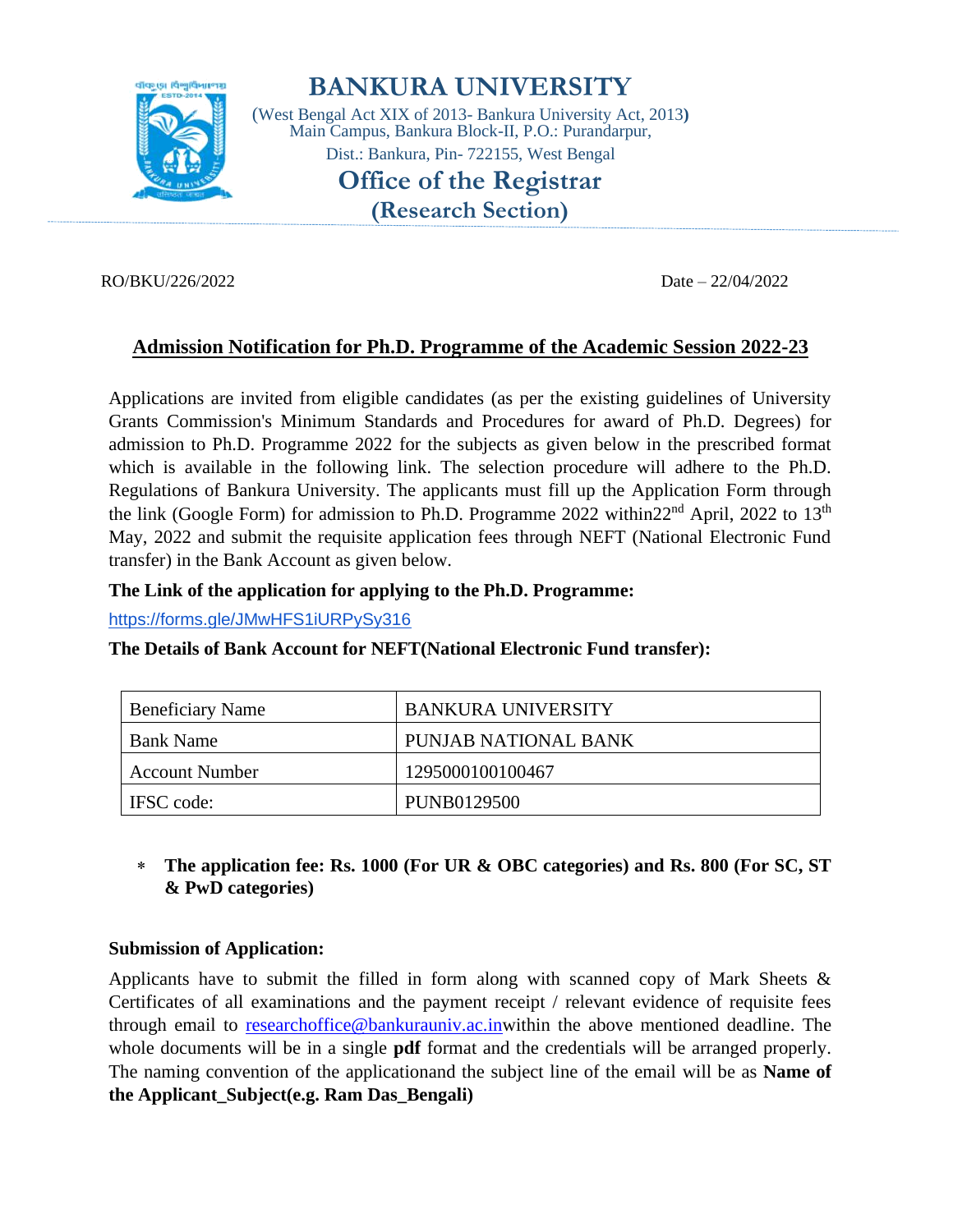# BANKURA UNIVERSITY

(West Bengal Act XIX of 2013- Bankura University Act, 2013)
Main Campus, Bankura Block-II, P.O.: Purandarpur,
Dist.: Bankura, Pin- 722155, West Bengal

## Office of the Registrar
## (Research Section)

RO/BKU/226/2022 Date – 22/04/2022

**Admission Notification for Ph.D. Programme of the Academic Session 2022-23**

Applications are invited from eligible candidates (as per the existing guidelines of University Grants Commission's Minimum Standards and Procedures for award of Ph.D. Degrees) for admission to Ph.D. Programme 2022 for the subjects as given below in the prescribed format which is available in the following link. The selection procedure will adhere to the Ph.D. Regulations of Bankura University. The applicants must fill up the Application Form through the link (Google Form) for admission to Ph.D. Programme 2022 within22nd April, 2022 to 13th May, 2022 and submit the requisite application fees through NEFT (National Electronic Fund transfer) in the Bank Account as given below.

**The Link of the application for applying to the Ph.D. Programme:**

https://forms.gle/JMwHFS1iURPySy316

**The Details of Bank Account for NEFT(National Electronic Fund transfer):**

| Beneficiary Name | BANKURA UNIVERSITY |
|---|---|
| Bank Name | PUNJAB NATIONAL BANK |
| Account Number | 1295000100100467 |
| IFSC code: | PUNB0129500 |

- **The application fee: Rs. 1000 (For UR & OBC categories) and Rs. 800 (For SC, ST & PwD categories)**

**Submission of Application:**

Applicants have to submit the filled in form along with scanned copy of Mark Sheets & Certificates of all examinations and the payment receipt / relevant evidence of requisite fees through email to researchoffice@bankurauniv.ac.inwithin the above mentioned deadline. The whole documents will be in a single **pdf** format and the credentials will be arranged properly. The naming convention of the applicationand the subject line of the email will be as **Name of the Applicant_Subject(e.g. Ram Das_Bengali)**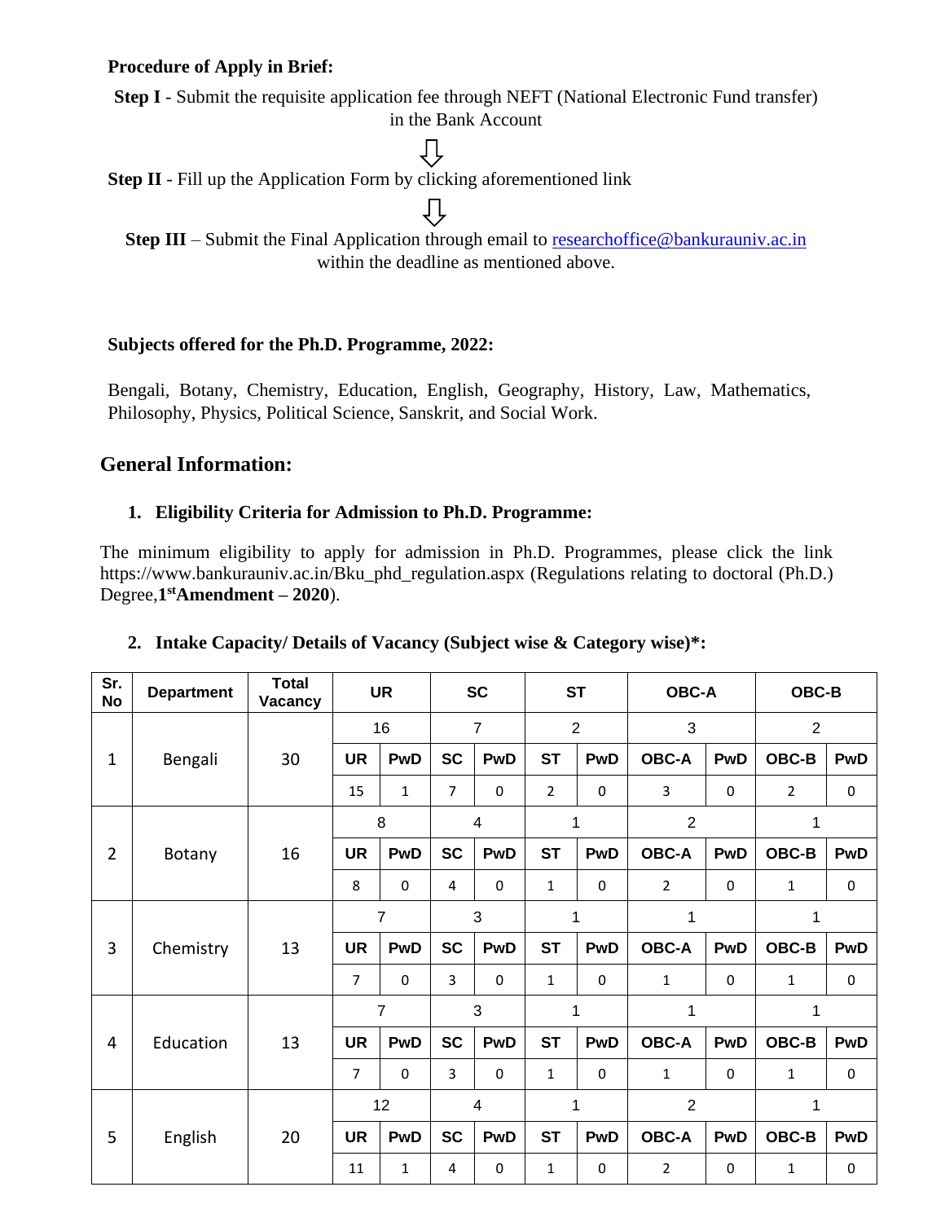**Procedure of Apply in Brief:**

**Step I** - Submit the requisite application fee through NEFT (National Electronic Fund transfer) in the Bank Account

⇩

**Step II** - Fill up the Application Form by clicking aforementioned link

⇩

**Step III** – Submit the Final Application through email to researchoffice@bankurauniv.ac.in within the deadline as mentioned above.

**Subjects offered for the Ph.D. Programme, 2022:**

Bengali, Botany, Chemistry, Education, English, Geography, History, Law, Mathematics, Philosophy, Physics, Political Science, Sanskrit, and Social Work.

## General Information:

1. **Eligibility Criteria for Admission to Ph.D. Programme:**

The minimum eligibility to apply for admission in Ph.D. Programmes, please click the link https://www.bankurauniv.ac.in/Bku_phd_regulation.aspx (Regulations relating to doctoral (Ph.D.) Degree,**1st Amendment – 2020**).

2. **Intake Capacity/ Details of Vacancy (Subject wise & Category wise)*:**

| Sr. No | Department | Total Vacancy | UR | | SC | | ST | | OBC-A | | OBC-B | |
|---|---|---|---|---|---|---|---|---|---|---|---|---|
| 1 | Bengali | 30 | 16 | | 7 | | 2 | | 3 | | 2 | |
| | | | UR | PwD | SC | PwD | ST | PwD | OBC-A | PwD | OBC-B | PwD |
| | | | 15 | 1 | 7 | 0 | 2 | 0 | 3 | 0 | 2 | 0 |
| 2 | Botany | 16 | 8 | | 4 | | 1 | | 2 | | 1 | |
| | | | UR | PwD | SC | PwD | ST | PwD | OBC-A | PwD | OBC-B | PwD |
| | | | 8 | 0 | 4 | 0 | 1 | 0 | 2 | 0 | 1 | 0 |
| 3 | Chemistry | 13 | 7 | | 3 | | 1 | | 1 | | 1 | |
| | | | UR | PwD | SC | PwD | ST | PwD | OBC-A | PwD | OBC-B | PwD |
| | | | 7 | 0 | 3 | 0 | 1 | 0 | 1 | 0 | 1 | 0 |
| 4 | Education | 13 | 7 | | 3 | | 1 | | 1 | | 1 | |
| | | | UR | PwD | SC | PwD | ST | PwD | OBC-A | PwD | OBC-B | PwD |
| | | | 7 | 0 | 3 | 0 | 1 | 0 | 1 | 0 | 1 | 0 |
| 5 | English | 20 | 12 | | 4 | | 1 | | 2 | | 1 | |
| | | | UR | PwD | SC | PwD | ST | PwD | OBC-A | PwD | OBC-B | PwD |
| | | | 11 | 1 | 4 | 0 | 1 | 0 | 2 | 0 | 1 | 0 |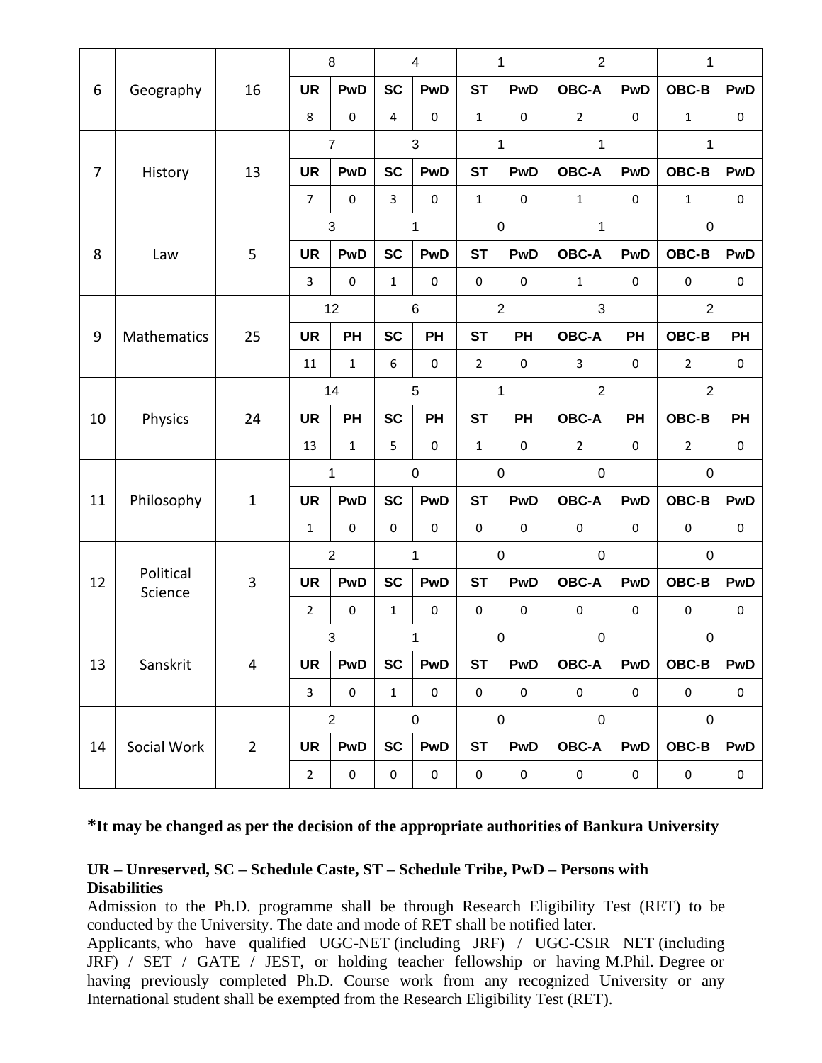| 6 | Geography | 16 | 8 | | 4 | | 1 | | 2 | | 1 | |
|---|---|---|---|---|---|---|---|---|---|---|---|---|
| | | | UR | PwD | SC | PwD | ST | PwD | OBC-A | PwD | OBC-B | PwD |
| | | | 8 | 0 | 4 | 0 | 1 | 0 | 2 | 0 | 1 | 0 |
| 7 | History | 13 | 7 | | 3 | | 1 | | 1 | | 1 | |
| | | | UR | PwD | SC | PwD | ST | PwD | OBC-A | PwD | OBC-B | PwD |
| | | | 7 | 0 | 3 | 0 | 1 | 0 | 1 | 0 | 1 | 0 |
| 8 | Law | 5 | 3 | | 1 | | 0 | | 1 | | 0 | |
| | | | UR | PwD | SC | PwD | ST | PwD | OBC-A | PwD | OBC-B | PwD |
| | | | 3 | 0 | 1 | 0 | 0 | 0 | 1 | 0 | 0 | 0 |
| 9 | Mathematics | 25 | 12 | | 6 | | 2 | | 3 | | 2 | |
| | | | UR | PH | SC | PH | ST | PH | OBC-A | PH | OBC-B | PH |
| | | | 11 | 1 | 6 | 0 | 2 | 0 | 3 | 0 | 2 | 0 |
| 10 | Physics | 24 | 14 | | 5 | | 1 | | 2 | | 2 | |
| | | | UR | PH | SC | PH | ST | PH | OBC-A | PH | OBC-B | PH |
| | | | 13 | 1 | 5 | 0 | 1 | 0 | 2 | 0 | 2 | 0 |
| 11 | Philosophy | 1 | 1 | | 0 | | 0 | | 0 | | 0 | |
| | | | UR | PwD | SC | PwD | ST | PwD | OBC-A | PwD | OBC-B | PwD |
| | | | 1 | 0 | 0 | 0 | 0 | 0 | 0 | 0 | 0 | 0 |
| 12 | Political Science | 3 | 2 | | 1 | | 0 | | 0 | | 0 | |
| | | | UR | PwD | SC | PwD | ST | PwD | OBC-A | PwD | OBC-B | PwD |
| | | | 2 | 0 | 1 | 0 | 0 | 0 | 0 | 0 | 0 | 0 |
| 13 | Sanskrit | 4 | 3 | | 1 | | 0 | | 0 | | 0 | |
| | | | UR | PwD | SC | PwD | ST | PwD | OBC-A | PwD | OBC-B | PwD |
| | | | 3 | 0 | 1 | 0 | 0 | 0 | 0 | 0 | 0 | 0 |
| 14 | Social Work | 2 | 2 | | 0 | | 0 | | 0 | | 0 | |
| | | | UR | PwD | SC | PwD | ST | PwD | OBC-A | PwD | OBC-B | PwD |
| | | | 2 | 0 | 0 | 0 | 0 | 0 | 0 | 0 | 0 | 0 |

**\*It may be changed as per the decision of the appropriate authorities of Bankura University**

**UR – Unreserved, SC – Schedule Caste, ST – Schedule Tribe, PwD – Persons with Disabilities**

Admission to the Ph.D. programme shall be through Research Eligibility Test (RET) to be conducted by the University. The date and mode of RET shall be notified later.

Applicants, who have qualified UGC-NET (including JRF) / UGC-CSIR NET (including JRF) / SET / GATE / JEST, or holding teacher fellowship or having M.Phil. Degree or having previously completed Ph.D. Course work from any recognized University or any International student shall be exempted from the Research Eligibility Test (RET).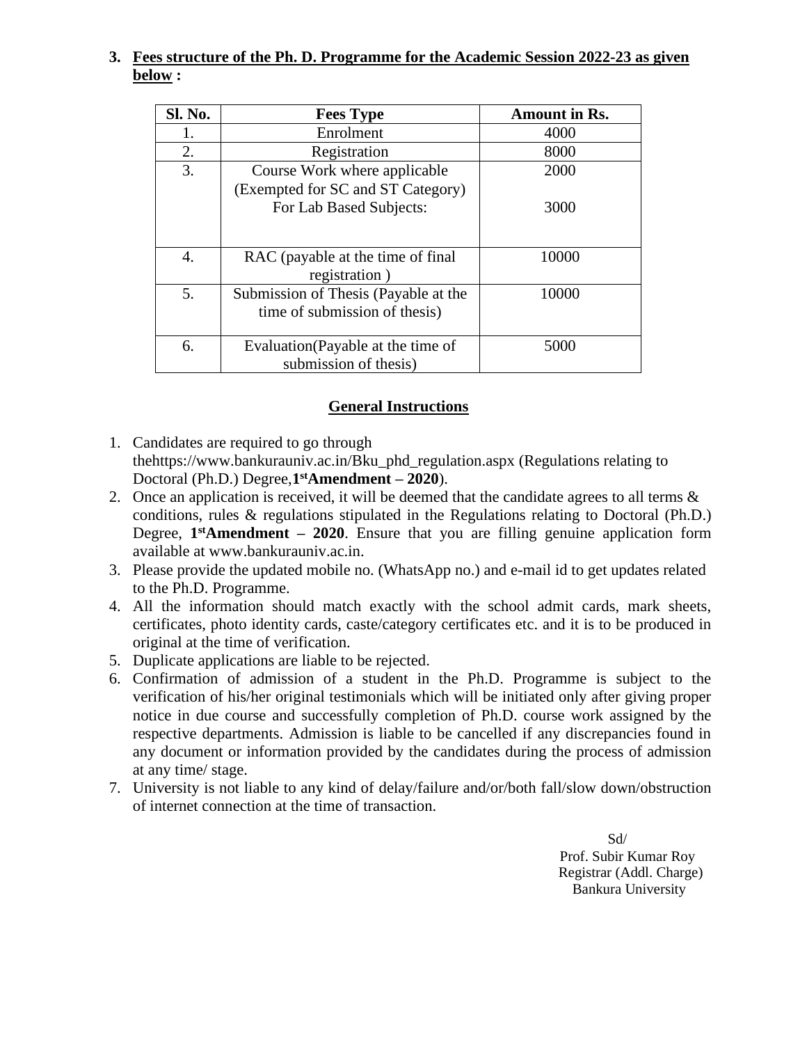3. **Fees structure of the Ph. D. Programme for the Academic Session 2022-23 as given below :**

| Sl. No. | Fees Type | Amount in Rs. |
|---|---|---|
| 1. | Enrolment | 4000 |
| 2. | Registration | 8000 |
| 3. | Course Work where applicable (Exempted for SC and ST Category)<br>For Lab Based Subjects: | 2000<br>3000 |
| 4. | RAC (payable at the time of final registration ) | 10000 |
| 5. | Submission of Thesis (Payable at the time of submission of thesis) | 10000 |
| 6. | Evaluation(Payable at the time of submission of thesis) | 5000 |

## General Instructions

1. Candidates are required to go through thehttps://www.bankurauniv.ac.in/Bku_phd_regulation.aspx (Regulations relating to Doctoral (Ph.D.) Degree,**1st Amendment – 2020**).
2. Once an application is received, it will be deemed that the candidate agrees to all terms & conditions, rules & regulations stipulated in the Regulations relating to Doctoral (Ph.D.) Degree, **1st Amendment – 2020**. Ensure that you are filling genuine application form available at www.bankurauniv.ac.in.
3. Please provide the updated mobile no. (WhatsApp no.) and e-mail id to get updates related to the Ph.D. Programme.
4. All the information should match exactly with the school admit cards, mark sheets, certificates, photo identity cards, caste/category certificates etc. and it is to be produced in original at the time of verification.
5. Duplicate applications are liable to be rejected.
6. Confirmation of admission of a student in the Ph.D. Programme is subject to the verification of his/her original testimonials which will be initiated only after giving proper notice in due course and successfully completion of Ph.D. course work assigned by the respective departments. Admission is liable to be cancelled if any discrepancies found in any document or information provided by the candidates during the process of admission at any time/ stage.
7. University is not liable to any kind of delay/failure and/or/both fall/slow down/obstruction of internet connection at the time of transaction.

Sd/
Prof. Subir Kumar Roy
Registrar (Addl. Charge)
Bankura University